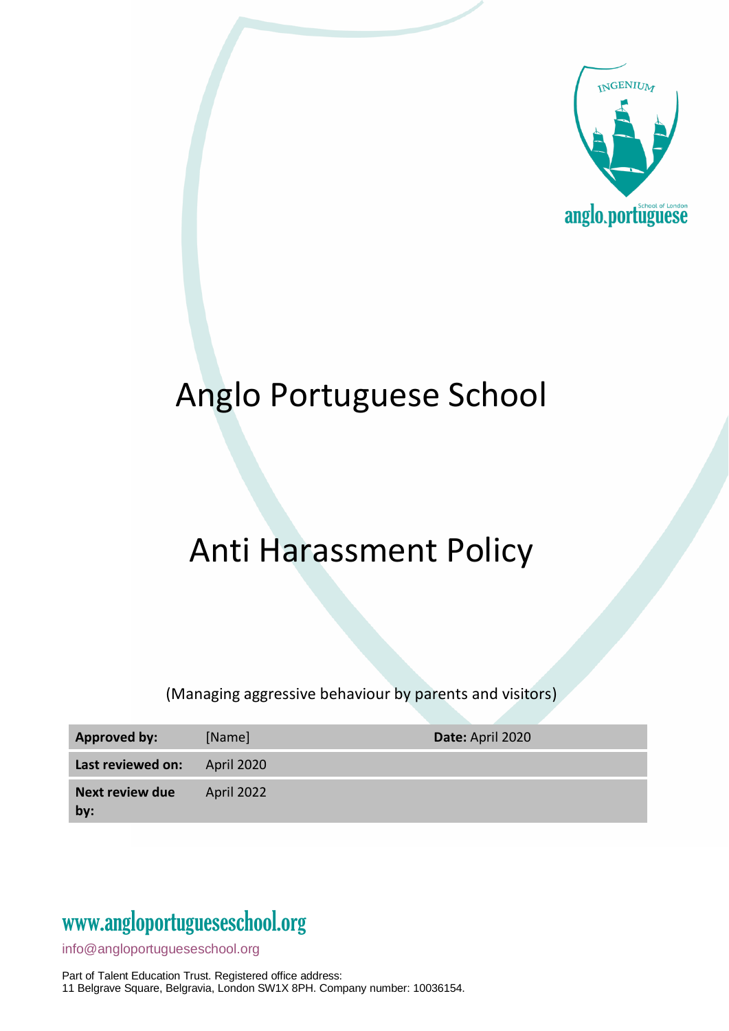# Anglo Portuguese School

# Anti Harassment Policy

(Managing aggressive behaviour by parents and visitors)

| **Approved by:** | [Name] | **Date:** April 2020 |
|---|---|---|
| **Last reviewed on:** | April 2020 | |
| **Next review due by:** | April 2022 | |

www.angloportugueseschool.org

info@angloportugueseschool.org

Part of Talent Education Trust. Registered office address:
11 Belgrave Square, Belgravia, London SW1X 8PH. Company number: 10036154.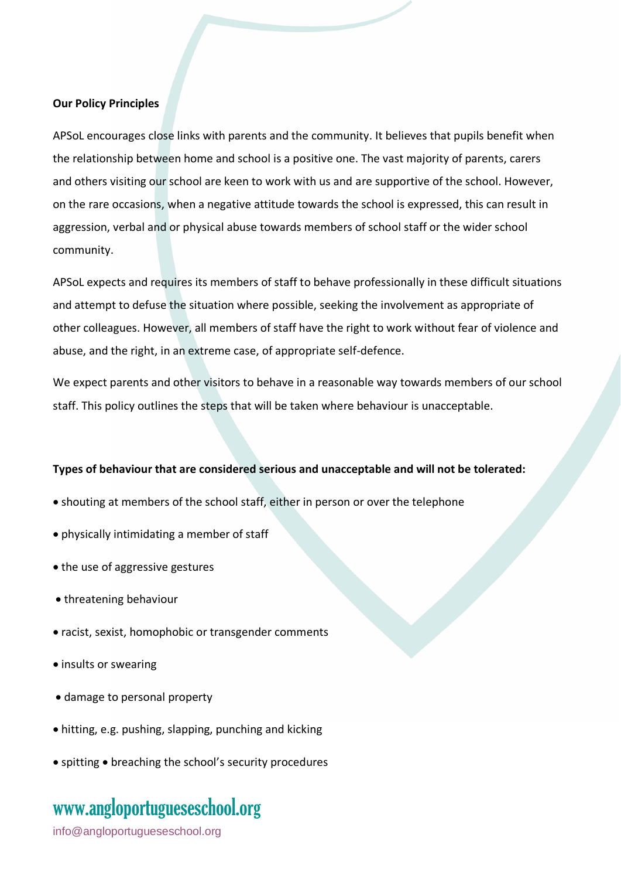**Our Policy Principles**

APSoL encourages close links with parents and the community. It believes that pupils benefit when the relationship between home and school is a positive one. The vast majority of parents, carers and others visiting our school are keen to work with us and are supportive of the school. However, on the rare occasions, when a negative attitude towards the school is expressed, this can result in aggression, verbal and or physical abuse towards members of school staff or the wider school community.

APSoL expects and requires its members of staff to behave professionally in these difficult situations and attempt to defuse the situation where possible, seeking the involvement as appropriate of other colleagues. However, all members of staff have the right to work without fear of violence and abuse, and the right, in an extreme case, of appropriate self-defence.

We expect parents and other visitors to behave in a reasonable way towards members of our school staff. This policy outlines the steps that will be taken where behaviour is unacceptable.

**Types of behaviour that are considered serious and unacceptable and will not be tolerated:**

- shouting at members of the school staff, either in person or over the telephone
- physically intimidating a member of staff
- the use of aggressive gestures
- threatening behaviour
- racist, sexist, homophobic or transgender comments
- insults or swearing
- damage to personal property
- hitting, e.g. pushing, slapping, punching and kicking
- spitting
- breaching the school's security procedures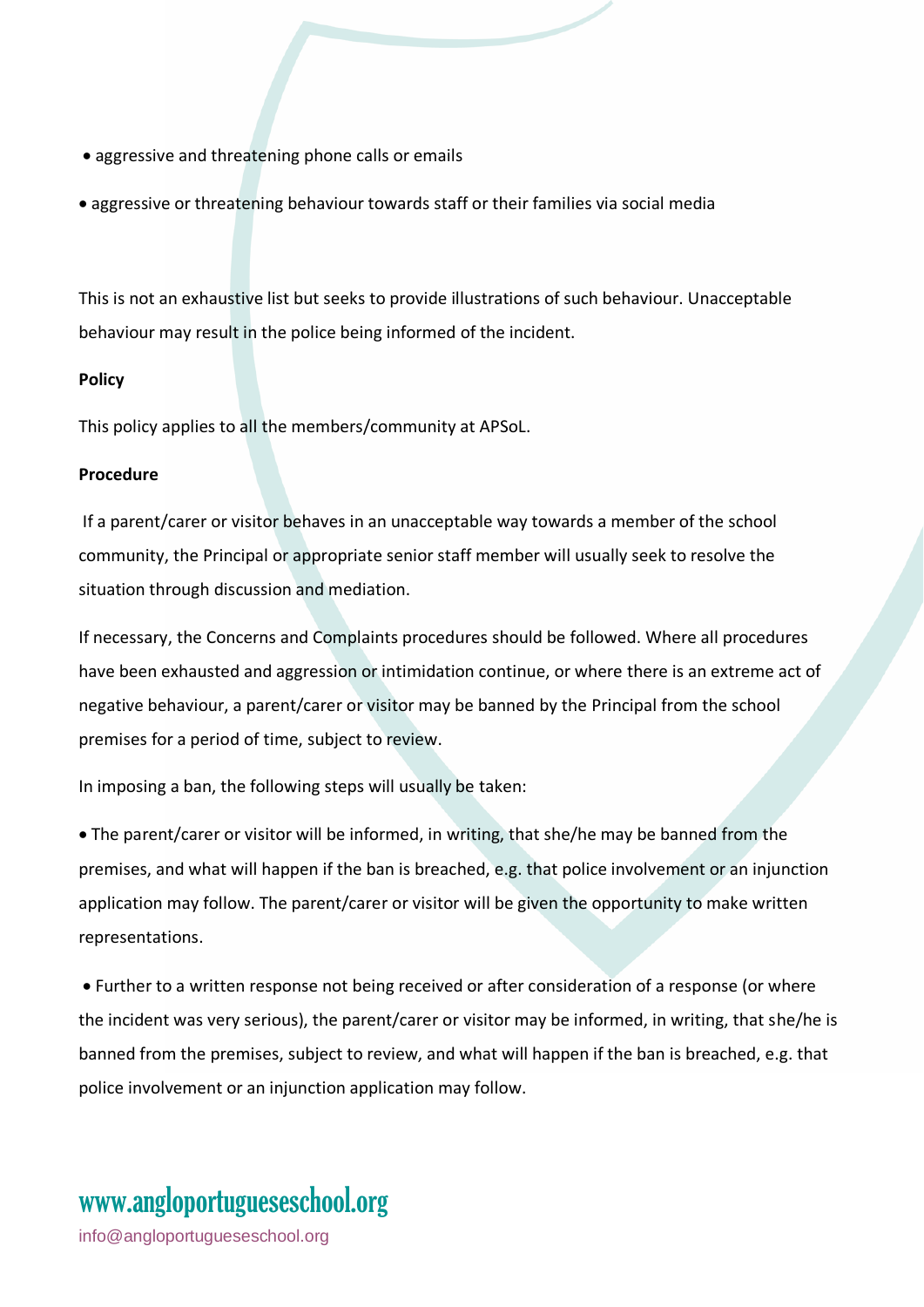- aggressive and threatening phone calls or emails
- aggressive or threatening behaviour towards staff or their families via social media

This is not an exhaustive list but seeks to provide illustrations of such behaviour. Unacceptable behaviour may result in the police being informed of the incident.

**Policy**

This policy applies to all the members/community at APSoL.

**Procedure**

If a parent/carer or visitor behaves in an unacceptable way towards a member of the school community, the Principal or appropriate senior staff member will usually seek to resolve the situation through discussion and mediation.

If necessary, the Concerns and Complaints procedures should be followed. Where all procedures have been exhausted and aggression or intimidation continue, or where there is an extreme act of negative behaviour, a parent/carer or visitor may be banned by the Principal from the school premises for a period of time, subject to review.

In imposing a ban, the following steps will usually be taken:

- The parent/carer or visitor will be informed, in writing, that she/he may be banned from the premises, and what will happen if the ban is breached, e.g. that police involvement or an injunction application may follow. The parent/carer or visitor will be given the opportunity to make written representations.
- Further to a written response not being received or after consideration of a response (or where the incident was very serious), the parent/carer or visitor may be informed, in writing, that she/he is banned from the premises, subject to review, and what will happen if the ban is breached, e.g. that police involvement or an injunction application may follow.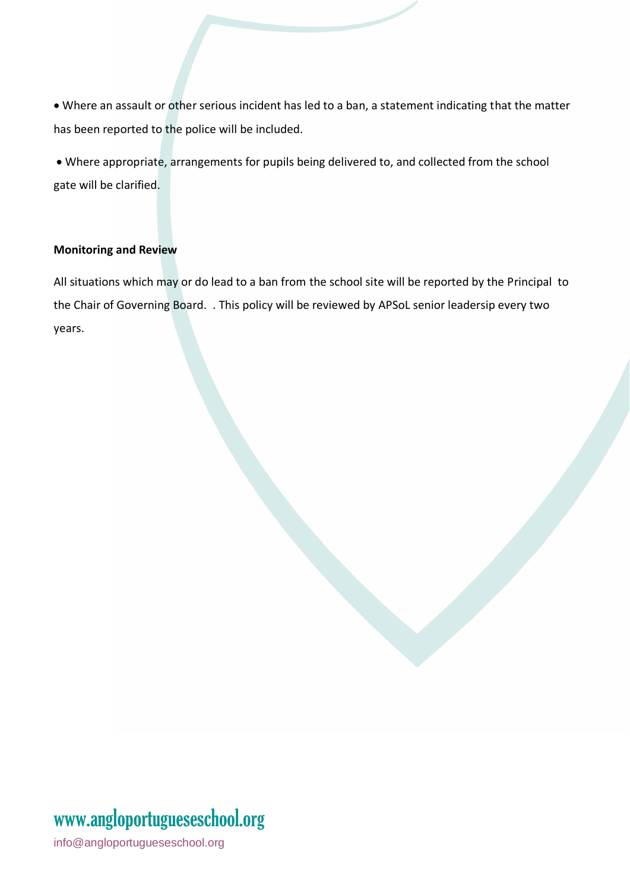- Where an assault or other serious incident has led to a ban, a statement indicating that the matter has been reported to the police will be included.

- Where appropriate, arrangements for pupils being delivered to, and collected from the school gate will be clarified.

**Monitoring and Review**

All situations which may or do lead to a ban from the school site will be reported by the Principal to the Chair of Governing Board. . This policy will be reviewed by APSoL senior leadersip every two years.

www.angloportugueseschool.org

info@angloportugueseschool.org